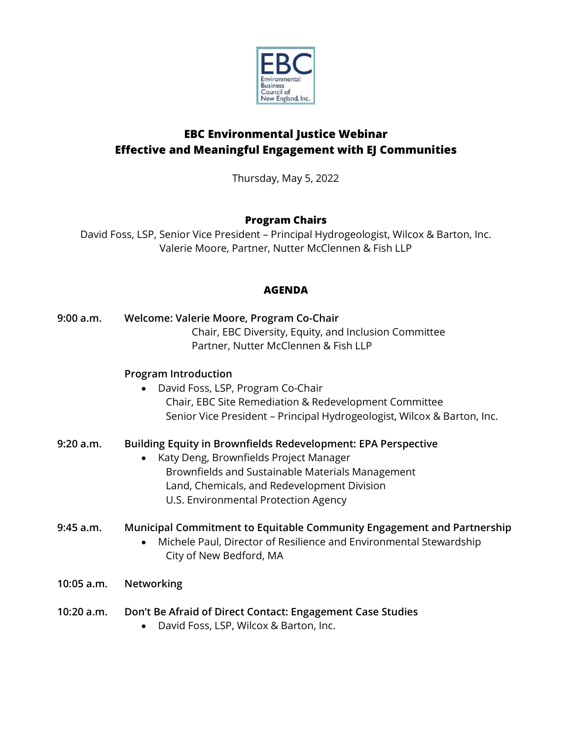EBC Environmental Business Council of New England, Inc.

# EBC Environmental Justice Webinar
# Effective and Meaningful Engagement with EJ Communities

Thursday, May 5, 2022

**Program Chairs**

David Foss, LSP, Senior Vice President – Principal Hydrogeologist, Wilcox & Barton, Inc.
Valerie Moore, Partner, Nutter McClennen & Fish LLP

## AGENDA

**9:00 a.m.** **Welcome: Valerie Moore, Program Co-Chair**
Chair, EBC Diversity, Equity, and Inclusion Committee
Partner, Nutter McClennen & Fish LLP

**Program Introduction**

- David Foss, LSP, Program Co-Chair
  Chair, EBC Site Remediation & Redevelopment Committee
  Senior Vice President – Principal Hydrogeologist, Wilcox & Barton, Inc.

**9:20 a.m.** **Building Equity in Brownfields Redevelopment: EPA Perspective**

- Katy Deng, Brownfields Project Manager
  Brownfields and Sustainable Materials Management
  Land, Chemicals, and Redevelopment Division
  U.S. Environmental Protection Agency

**9:45 a.m.** **Municipal Commitment to Equitable Community Engagement and Partnership**

- Michele Paul, Director of Resilience and Environmental Stewardship
  City of New Bedford, MA

**10:05 a.m.** **Networking**

**10:20 a.m.** **Don't Be Afraid of Direct Contact: Engagement Case Studies**

- David Foss, LSP, Wilcox & Barton, Inc.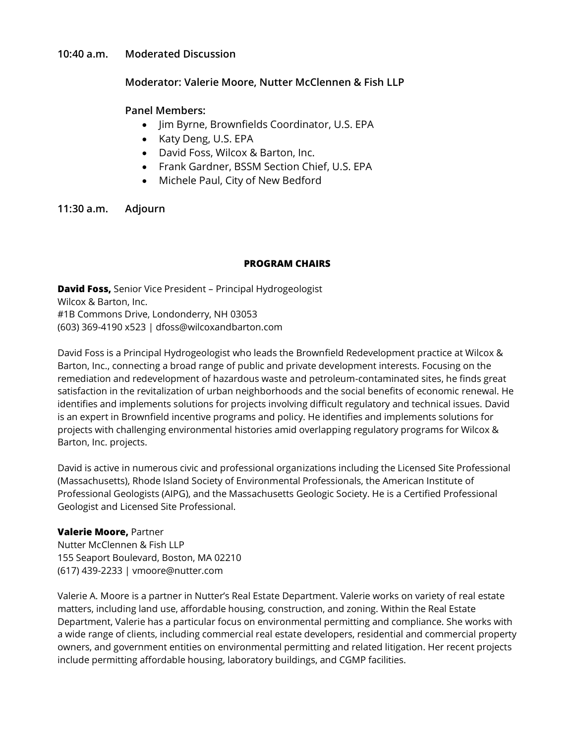**10:40 a.m. Moderated Discussion**

**Moderator: Valerie Moore, Nutter McClennen & Fish LLP**

**Panel Members:**

- Jim Byrne, Brownfields Coordinator, U.S. EPA
- Katy Deng, U.S. EPA
- David Foss, Wilcox & Barton, Inc.
- Frank Gardner, BSSM Section Chief, U.S. EPA
- Michele Paul, City of New Bedford

**11:30 a.m. Adjourn**

## PROGRAM CHAIRS

**David Foss,** Senior Vice President – Principal Hydrogeologist
Wilcox & Barton, Inc.
#1B Commons Drive, Londonderry, NH 03053
(603) 369-4190 x523 | dfoss@wilcoxandbarton.com

David Foss is a Principal Hydrogeologist who leads the Brownfield Redevelopment practice at Wilcox & Barton, Inc., connecting a broad range of public and private development interests. Focusing on the remediation and redevelopment of hazardous waste and petroleum-contaminated sites, he finds great satisfaction in the revitalization of urban neighborhoods and the social benefits of economic renewal. He identifies and implements solutions for projects involving difficult regulatory and technical issues. David is an expert in Brownfield incentive programs and policy. He identifies and implements solutions for projects with challenging environmental histories amid overlapping regulatory programs for Wilcox & Barton, Inc. projects.

David is active in numerous civic and professional organizations including the Licensed Site Professional (Massachusetts), Rhode Island Society of Environmental Professionals, the American Institute of Professional Geologists (AIPG), and the Massachusetts Geologic Society. He is a Certified Professional Geologist and Licensed Site Professional.

**Valerie Moore,** Partner
Nutter McClennen & Fish LLP
155 Seaport Boulevard, Boston, MA 02210
(617) 439-2233 | vmoore@nutter.com

Valerie A. Moore is a partner in Nutter's Real Estate Department. Valerie works on variety of real estate matters, including land use, affordable housing, construction, and zoning. Within the Real Estate Department, Valerie has a particular focus on environmental permitting and compliance. She works with a wide range of clients, including commercial real estate developers, residential and commercial property owners, and government entities on environmental permitting and related litigation. Her recent projects include permitting affordable housing, laboratory buildings, and CGMP facilities.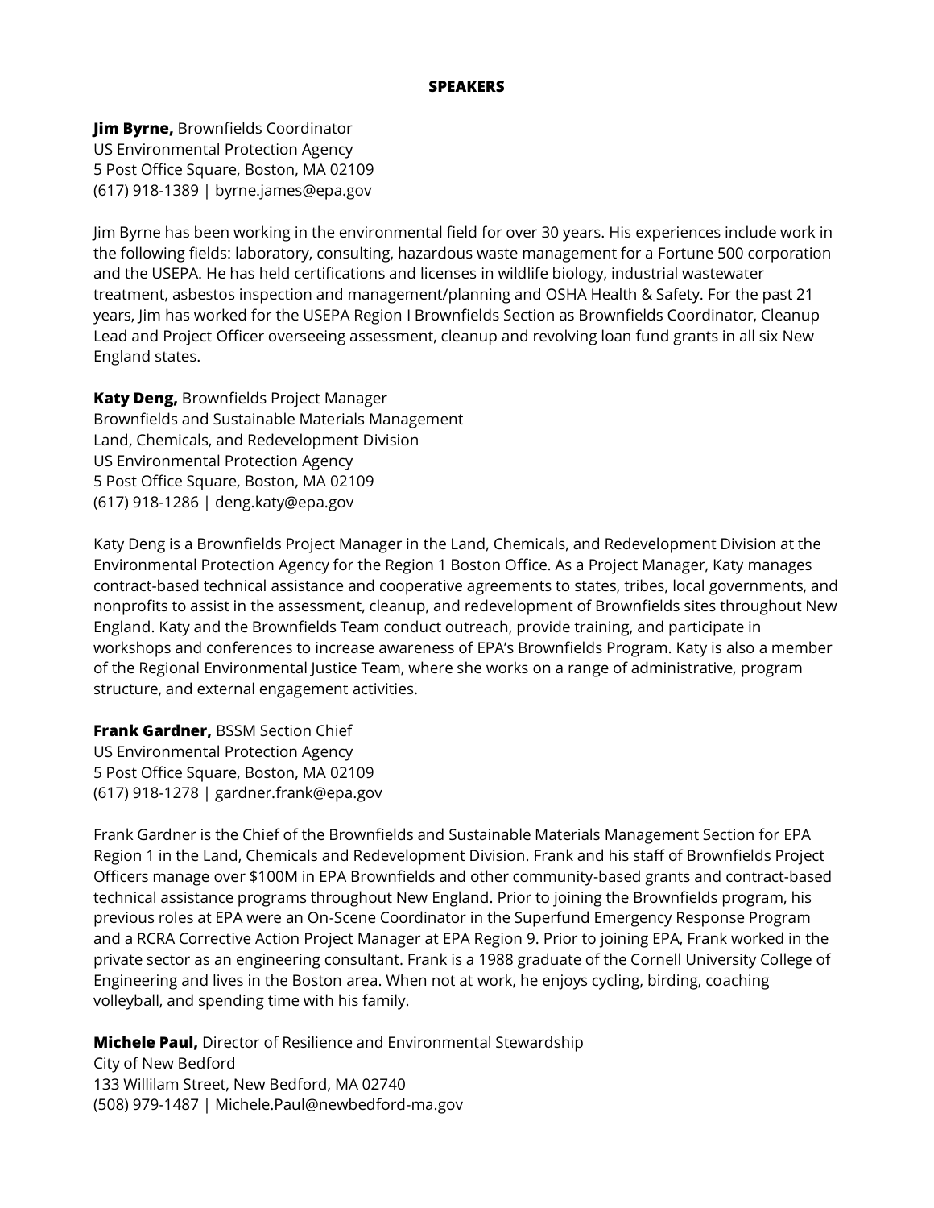## SPEAKERS

**Jim Byrne,** Brownfields Coordinator
US Environmental Protection Agency
5 Post Office Square, Boston, MA 02109
(617) 918-1389 | byrne.james@epa.gov

Jim Byrne has been working in the environmental field for over 30 years. His experiences include work in the following fields: laboratory, consulting, hazardous waste management for a Fortune 500 corporation and the USEPA. He has held certifications and licenses in wildlife biology, industrial wastewater treatment, asbestos inspection and management/planning and OSHA Health & Safety. For the past 21 years, Jim has worked for the USEPA Region I Brownfields Section as Brownfields Coordinator, Cleanup Lead and Project Officer overseeing assessment, cleanup and revolving loan fund grants in all six New England states.

**Katy Deng,** Brownfields Project Manager
Brownfields and Sustainable Materials Management
Land, Chemicals, and Redevelopment Division
US Environmental Protection Agency
5 Post Office Square, Boston, MA 02109
(617) 918-1286 | deng.katy@epa.gov

Katy Deng is a Brownfields Project Manager in the Land, Chemicals, and Redevelopment Division at the Environmental Protection Agency for the Region 1 Boston Office. As a Project Manager, Katy manages contract-based technical assistance and cooperative agreements to states, tribes, local governments, and nonprofits to assist in the assessment, cleanup, and redevelopment of Brownfields sites throughout New England. Katy and the Brownfields Team conduct outreach, provide training, and participate in workshops and conferences to increase awareness of EPA's Brownfields Program. Katy is also a member of the Regional Environmental Justice Team, where she works on a range of administrative, program structure, and external engagement activities.

**Frank Gardner,** BSSM Section Chief
US Environmental Protection Agency
5 Post Office Square, Boston, MA 02109
(617) 918-1278 | gardner.frank@epa.gov

Frank Gardner is the Chief of the Brownfields and Sustainable Materials Management Section for EPA Region 1 in the Land, Chemicals and Redevelopment Division. Frank and his staff of Brownfields Project Officers manage over $100M in EPA Brownfields and other community-based grants and contract-based technical assistance programs throughout New England. Prior to joining the Brownfields program, his previous roles at EPA were an On-Scene Coordinator in the Superfund Emergency Response Program and a RCRA Corrective Action Project Manager at EPA Region 9. Prior to joining EPA, Frank worked in the private sector as an engineering consultant. Frank is a 1988 graduate of the Cornell University College of Engineering and lives in the Boston area. When not at work, he enjoys cycling, birding, coaching volleyball, and spending time with his family.

**Michele Paul,** Director of Resilience and Environmental Stewardship
City of New Bedford
133 Willilam Street, New Bedford, MA 02740
(508) 979-1487 | Michele.Paul@newbedford-ma.gov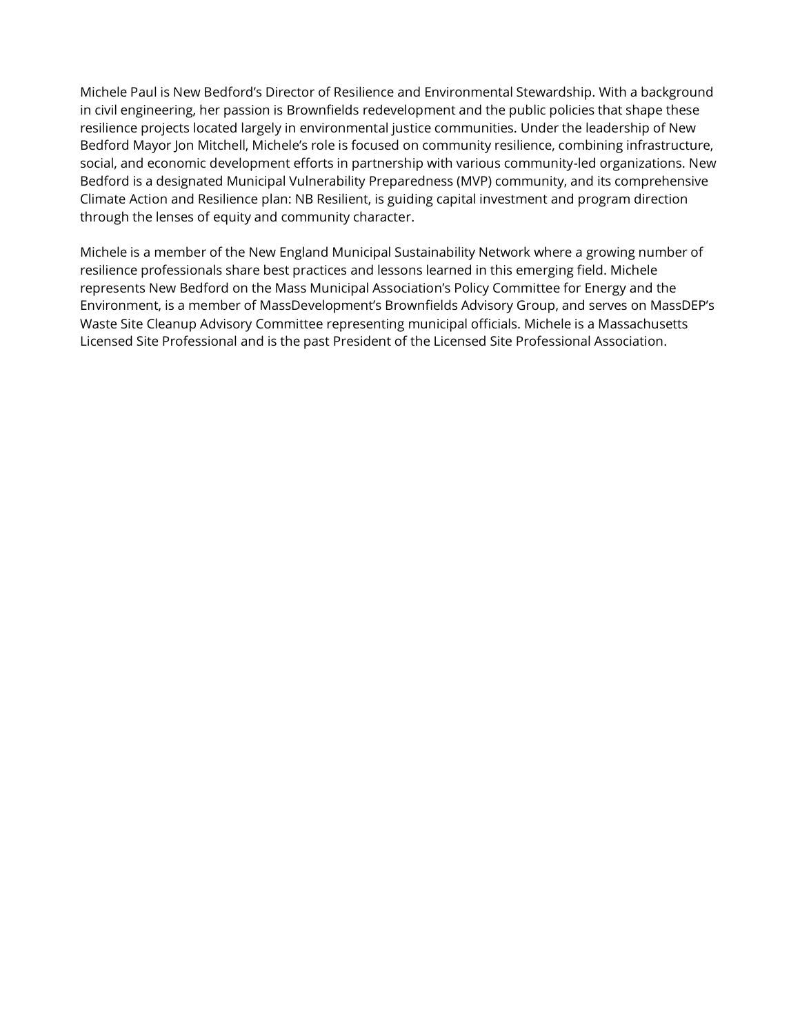Michele Paul is New Bedford's Director of Resilience and Environmental Stewardship. With a background in civil engineering, her passion is Brownfields redevelopment and the public policies that shape these resilience projects located largely in environmental justice communities. Under the leadership of New Bedford Mayor Jon Mitchell, Michele's role is focused on community resilience, combining infrastructure, social, and economic development efforts in partnership with various community-led organizations. New Bedford is a designated Municipal Vulnerability Preparedness (MVP) community, and its comprehensive Climate Action and Resilience plan: NB Resilient, is guiding capital investment and program direction through the lenses of equity and community character.

Michele is a member of the New England Municipal Sustainability Network where a growing number of resilience professionals share best practices and lessons learned in this emerging field. Michele represents New Bedford on the Mass Municipal Association's Policy Committee for Energy and the Environment, is a member of MassDevelopment's Brownfields Advisory Group, and serves on MassDEP's Waste Site Cleanup Advisory Committee representing municipal officials. Michele is a Massachusetts Licensed Site Professional and is the past President of the Licensed Site Professional Association.